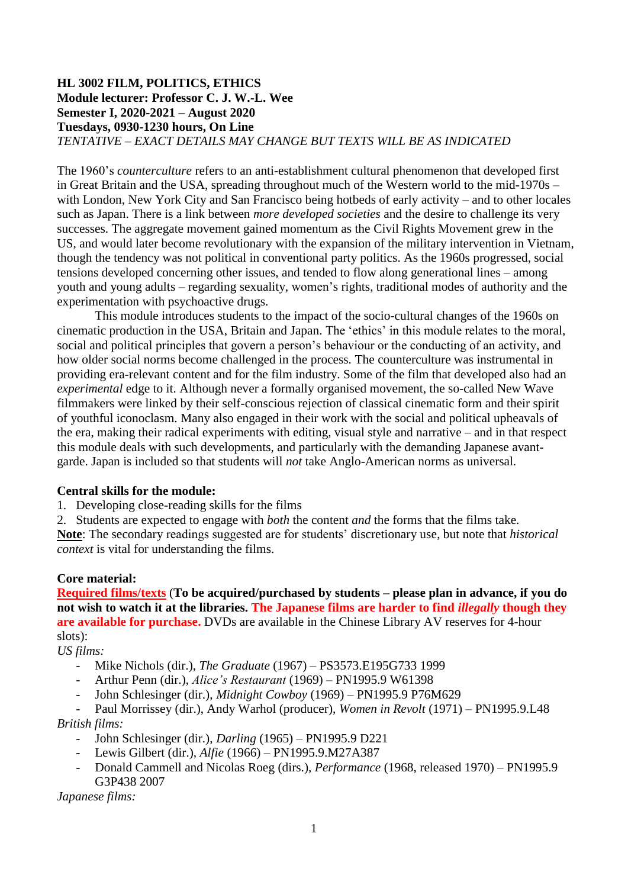**HL 3002 FILM, POLITICS, ETHICS**
**Module lecturer: Professor C. J. W.-L. Wee**
**Semester I, 2020-2021 – August 2020**
**Tuesdays, 0930-1230 hours, On Line**
*TENTATIVE – EXACT DETAILS MAY CHANGE BUT TEXTS WILL BE AS INDICATED*

The 1960's *counterculture* refers to an anti-establishment cultural phenomenon that developed first in Great Britain and the USA, spreading throughout much of the Western world to the mid-1970s – with London, New York City and San Francisco being hotbeds of early activity – and to other locales such as Japan. There is a link between *more developed societies* and the desire to challenge its very successes. The aggregate movement gained momentum as the Civil Rights Movement grew in the US, and would later become revolutionary with the expansion of the military intervention in Vietnam, though the tendency was not political in conventional party politics. As the 1960s progressed, social tensions developed concerning other issues, and tended to flow along generational lines – among youth and young adults – regarding sexuality, women's rights, traditional modes of authority and the experimentation with psychoactive drugs.

This module introduces students to the impact of the socio-cultural changes of the 1960s on cinematic production in the USA, Britain and Japan. The 'ethics' in this module relates to the moral, social and political principles that govern a person's behaviour or the conducting of an activity, and how older social norms become challenged in the process. The counterculture was instrumental in providing era-relevant content and for the film industry. Some of the film that developed also had an *experimental* edge to it. Although never a formally organised movement, the so-called New Wave filmmakers were linked by their self-conscious rejection of classical cinematic form and their spirit of youthful iconoclasm. Many also engaged in their work with the social and political upheavals of the era, making their radical experiments with editing, visual style and narrative – and in that respect this module deals with such developments, and particularly with the demanding Japanese avant-garde. Japan is included so that students will *not* take Anglo-American norms as universal.

**Central skills for the module:**

1. Developing close-reading skills for the films
2. Students are expected to engage with *both* the content *and* the forms that the films take.

**Note**: The secondary readings suggested are for students' discretionary use, but note that *historical context* is vital for understanding the films.

**Core material:**

**Required films/texts** (**To be acquired/purchased by students – please plan in advance, if you do not wish to watch it at the libraries. The Japanese films are harder to find *illegally* though they are available for purchase.** DVDs are available in the Chinese Library AV reserves for 4-hour slots):

*US films:*

- Mike Nichols (dir.), *The Graduate* (1967) – PS3573.E195G733 1999
- Arthur Penn (dir.), *Alice's Restaurant* (1969) – PN1995.9 W61398
- John Schlesinger (dir.), *Midnight Cowboy* (1969) – PN1995.9 P76M629
- Paul Morrissey (dir.), Andy Warhol (producer), *Women in Revolt* (1971) – PN1995.9.L48

*British films:*

- John Schlesinger (dir.), *Darling* (1965) – PN1995.9 D221
- Lewis Gilbert (dir.), *Alfie* (1966) – PN1995.9.M27A387
- Donald Cammell and Nicolas Roeg (dirs.), *Performance* (1968, released 1970) – PN1995.9 G3P438 2007

*Japanese films:*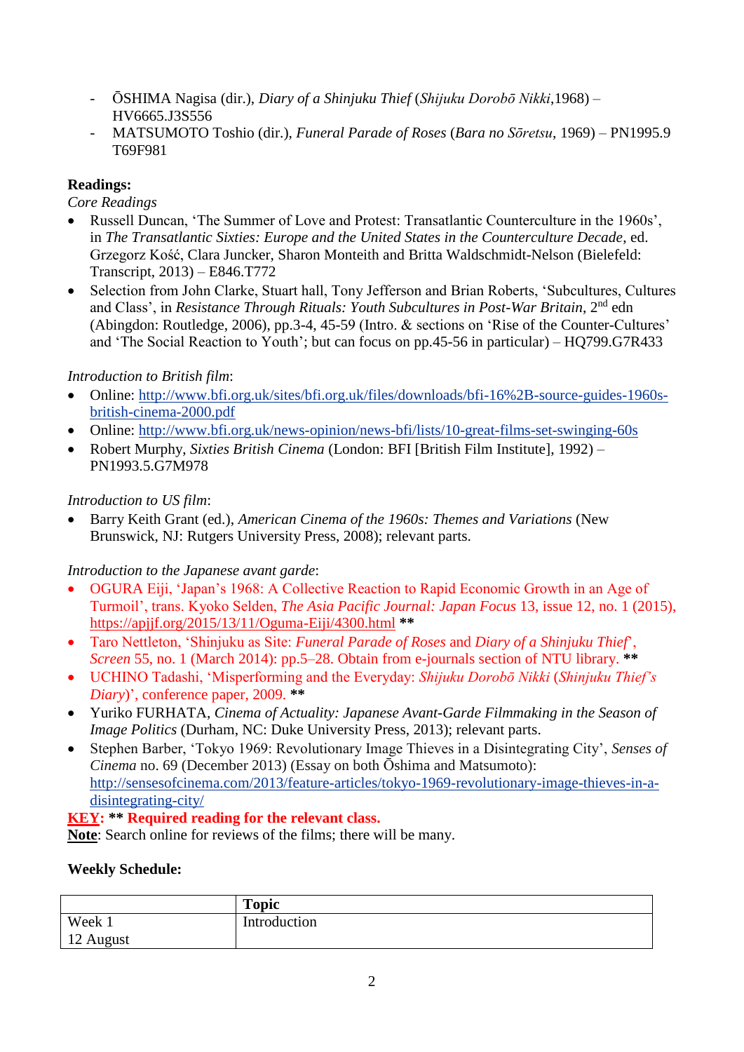- ŌSHIMA Nagisa (dir.), *Diary of a Shinjuku Thief* (*Shijuku Dorobō Nikki*,1968) – HV6665.J3S556
- MATSUMOTO Toshio (dir.), *Funeral Parade of Roses* (*Bara no Sōretsu*, 1969) – PN1995.9 T69F981

**Readings:**

*Core Readings*

- Russell Duncan, 'The Summer of Love and Protest: Transatlantic Counterculture in the 1960s', in *The Transatlantic Sixties: Europe and the United States in the Counterculture Decade*, ed. Grzegorz Kość, Clara Juncker, Sharon Monteith and Britta Waldschmidt-Nelson (Bielefeld: Transcript, 2013) – E846.T772
- Selection from John Clarke, Stuart hall, Tony Jefferson and Brian Roberts, 'Subcultures, Cultures and Class', in *Resistance Through Rituals: Youth Subcultures in Post-War Britain*, 2nd edn (Abingdon: Routledge, 2006), pp.3-4, 45-59 (Intro. & sections on 'Rise of the Counter-Cultures' and 'The Social Reaction to Youth'; but can focus on pp.45-56 in particular) – HQ799.G7R433

*Introduction to British film*:

- Online: http://www.bfi.org.uk/sites/bfi.org.uk/files/downloads/bfi-16%2B-source-guides-1960s-british-cinema-2000.pdf
- Online: http://www.bfi.org.uk/news-opinion/news-bfi/lists/10-great-films-set-swinging-60s
- Robert Murphy, *Sixties British Cinema* (London: BFI [British Film Institute], 1992) – PN1993.5.G7M978

*Introduction to US film*:

- Barry Keith Grant (ed.), *American Cinema of the 1960s: Themes and Variations* (New Brunswick, NJ: Rutgers University Press, 2008); relevant parts.

*Introduction to the Japanese avant garde*:

- OGURA Eiji, 'Japan's 1968: A Collective Reaction to Rapid Economic Growth in an Age of Turmoil', trans. Kyoko Selden, *The Asia Pacific Journal: Japan Focus* 13, issue 12, no. 1 (2015), https://apjjf.org/2015/13/11/Oguma-Eiji/4300.html **
- Taro Nettleton, 'Shinjuku as Site: *Funeral Parade of Roses* and *Diary of a Shinjuku Thief*', *Screen* 55, no. 1 (March 2014): pp.5–28. Obtain from e-journals section of NTU library. **
- UCHINO Tadashi, 'Misperforming and the Everyday: *Shijuku Dorobō Nikki* (*Shinjuku Thief's Diary*)', conference paper, 2009. **
- Yuriko FURHATA, *Cinema of Actuality: Japanese Avant-Garde Filmmaking in the Season of Image Politics* (Durham, NC: Duke University Press, 2013); relevant parts.
- Stephen Barber, 'Tokyo 1969: Revolutionary Image Thieves in a Disintegrating City', *Senses of Cinema* no. 69 (December 2013) (Essay on both Ōshima and Matsumoto): http://sensesofcinema.com/2013/feature-articles/tokyo-1969-revolutionary-image-thieves-in-a-disintegrating-city/

**KEY: ** Required reading for the relevant class.**

**Note**: Search online for reviews of the films; there will be many.

**Weekly Schedule:**

| | **Topic** |
|---|---|
| Week 1<br>12 August | Introduction |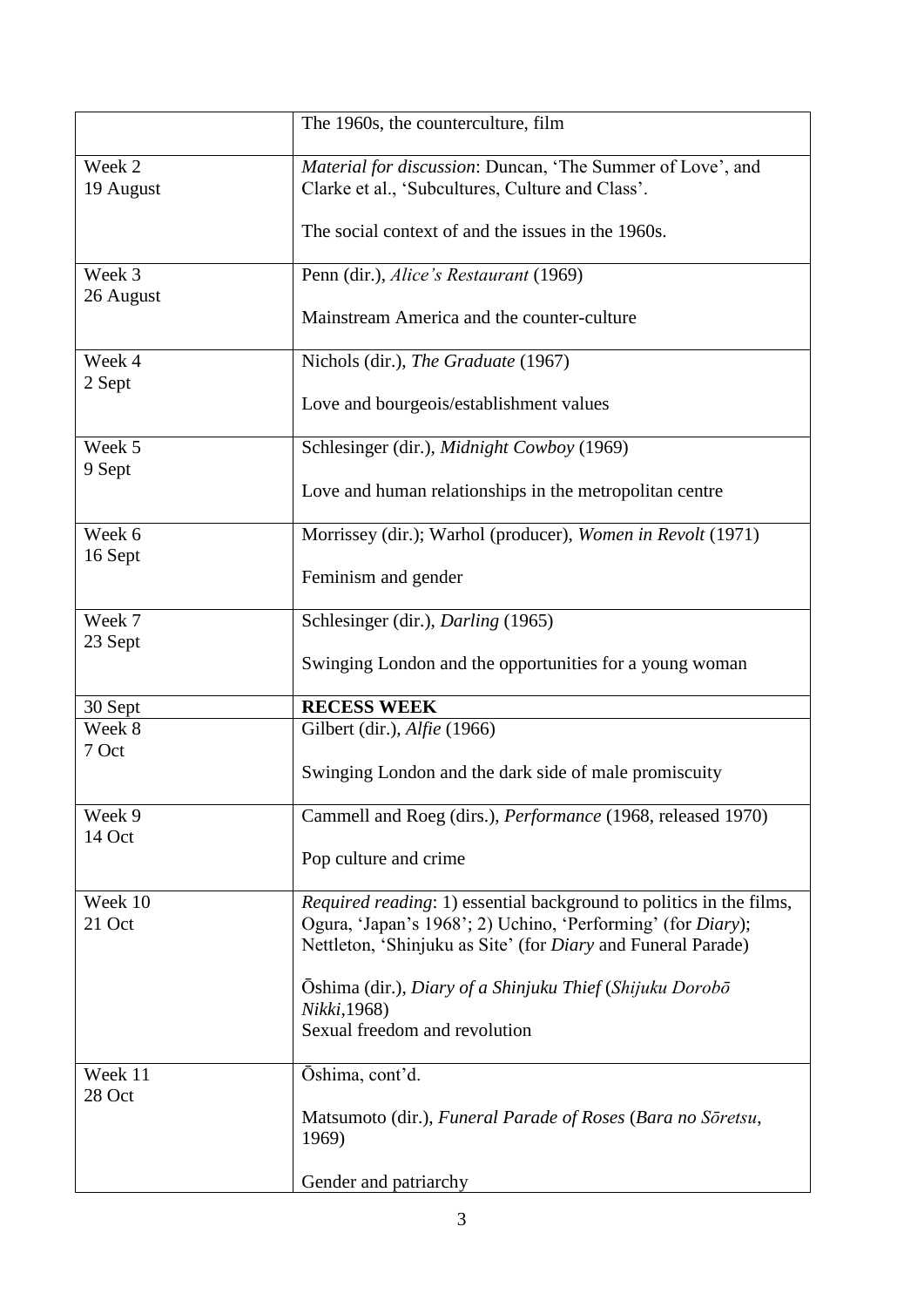| | The 1960s, the counterculture, film |
|---|---|
| Week 2<br>19 August | *Material for discussion*: Duncan, 'The Summer of Love', and Clarke et al., 'Subcultures, Culture and Class'.<br><br>The social context of and the issues in the 1960s. |
| Week 3<br>26 August | Penn (dir.), *Alice's Restaurant* (1969)<br><br>Mainstream America and the counter-culture |
| Week 4<br>2 Sept | Nichols (dir.), *The Graduate* (1967)<br><br>Love and bourgeois/establishment values |
| Week 5<br>9 Sept | Schlesinger (dir.), *Midnight Cowboy* (1969)<br><br>Love and human relationships in the metropolitan centre |
| Week 6<br>16 Sept | Morrissey (dir.); Warhol (producer), *Women in Revolt* (1971)<br><br>Feminism and gender |
| Week 7<br>23 Sept | Schlesinger (dir.), *Darling* (1965)<br><br>Swinging London and the opportunities for a young woman |
| 30 Sept | **RECESS WEEK** |
| Week 8<br>7 Oct | Gilbert (dir.), *Alfie* (1966)<br><br>Swinging London and the dark side of male promiscuity |
| Week 9<br>14 Oct | Cammell and Roeg (dirs.), *Performance* (1968, released 1970)<br><br>Pop culture and crime |
| Week 10<br>21 Oct | *Required reading*: 1) essential background to politics in the films, Ogura, 'Japan's 1968'; 2) Uchino, 'Performing' (for *Diary*); Nettleton, 'Shinjuku as Site' (for *Diary* and Funeral Parade)<br><br>Ōshima (dir.), *Diary of a Shinjuku Thief* (*Shijuku Dorobō Nikki*,1968)<br>Sexual freedom and revolution |
| Week 11<br>28 Oct | Ōshima, cont'd.<br><br>Matsumoto (dir.), *Funeral Parade of Roses* (*Bara no Sōretsu*, 1969)<br><br>Gender and patriarchy |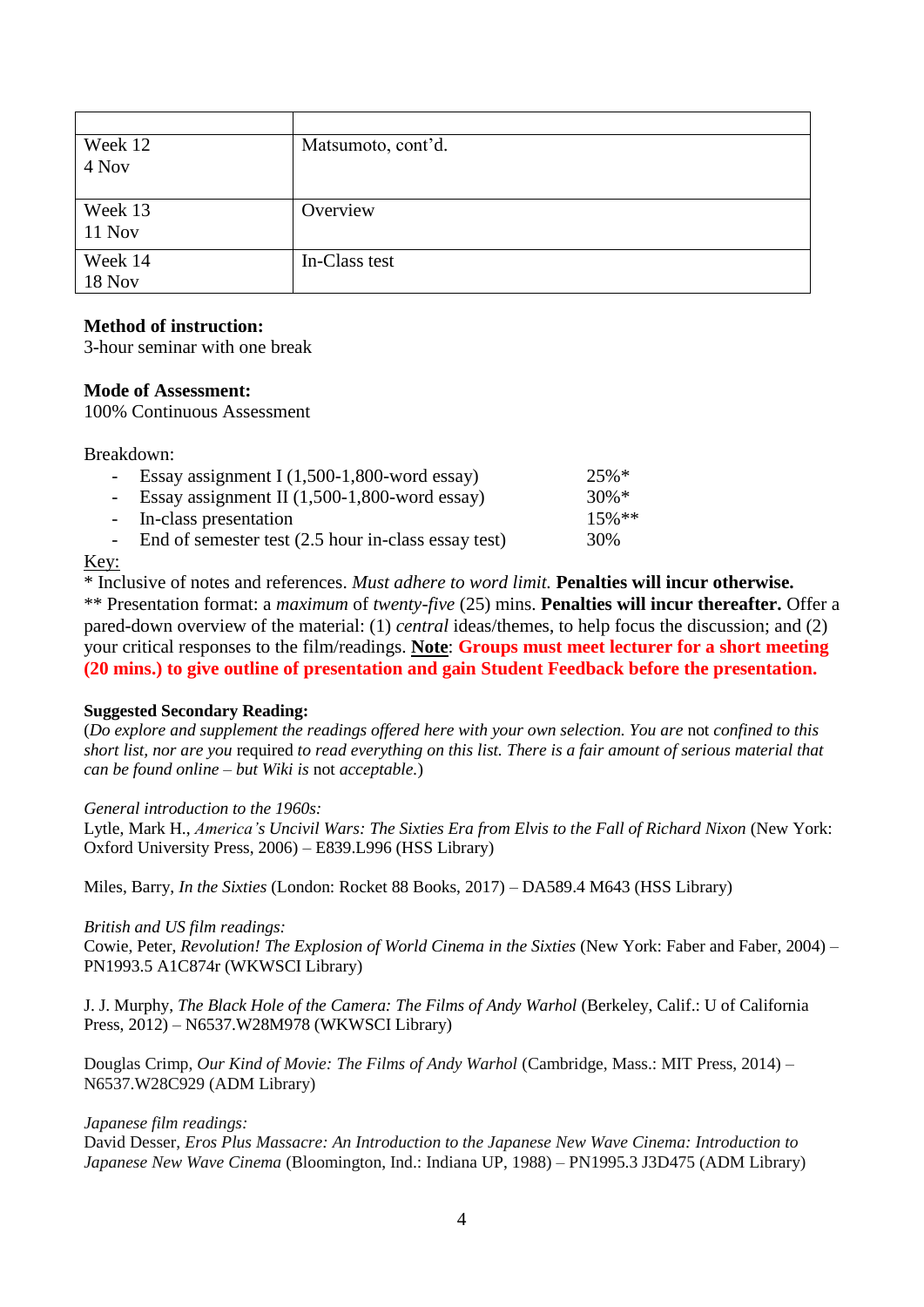| | |
|---|---|
| Week 12<br>4 Nov | Matsumoto, cont'd. |
| Week 13<br>11 Nov | Overview |
| Week 14<br>18 Nov | In-Class test |

**Method of instruction:**
3-hour seminar with one break

**Mode of Assessment:**
100% Continuous Assessment

Breakdown:

- Essay assignment I (1,500-1,800-word essay) 25%*
- Essay assignment II (1,500-1,800-word essay) 30%*
- In-class presentation 15%**
- End of semester test (2.5 hour in-class essay test) 30%

Key:
* Inclusive of notes and references. *Must adhere to word limit.* **Penalties will incur otherwise.**
** Presentation format: a *maximum* of *twenty-five* (25) mins. **Penalties will incur thereafter.** Offer a pared-down overview of the material: (1) *central* ideas/themes, to help focus the discussion; and (2) your critical responses to the film/readings. **Note**: **Groups must meet lecturer for a short meeting (20 mins.) to give outline of presentation and gain Student Feedback before the presentation.**

**Suggested Secondary Reading:**
(*Do explore and supplement the readings offered here with your own selection. You are* not *confined to this short list, nor are you* required *to read everything on this list. There is a fair amount of serious material that can be found online – but Wiki is* not *acceptable.*)

*General introduction to the 1960s:*
Lytle, Mark H., *America's Uncivil Wars: The Sixties Era from Elvis to the Fall of Richard Nixon* (New York: Oxford University Press, 2006) – E839.L996 (HSS Library)

Miles, Barry, *In the Sixties* (London: Rocket 88 Books, 2017) – DA589.4 M643 (HSS Library)

*British and US film readings:*
Cowie, Peter, *Revolution! The Explosion of World Cinema in the Sixties* (New York: Faber and Faber, 2004) – PN1993.5 A1C874r (WKWSCI Library)

J. J. Murphy, *The Black Hole of the Camera: The Films of Andy Warhol* (Berkeley, Calif.: U of California Press, 2012) – N6537.W28M978 (WKWSCI Library)

Douglas Crimp, *Our Kind of Movie: The Films of Andy Warhol* (Cambridge, Mass.: MIT Press, 2014) – N6537.W28C929 (ADM Library)

*Japanese film readings:*
David Desser, *Eros Plus Massacre: An Introduction to the Japanese New Wave Cinema: Introduction to Japanese New Wave Cinema* (Bloomington, Ind.: Indiana UP, 1988) – PN1995.3 J3D475 (ADM Library)